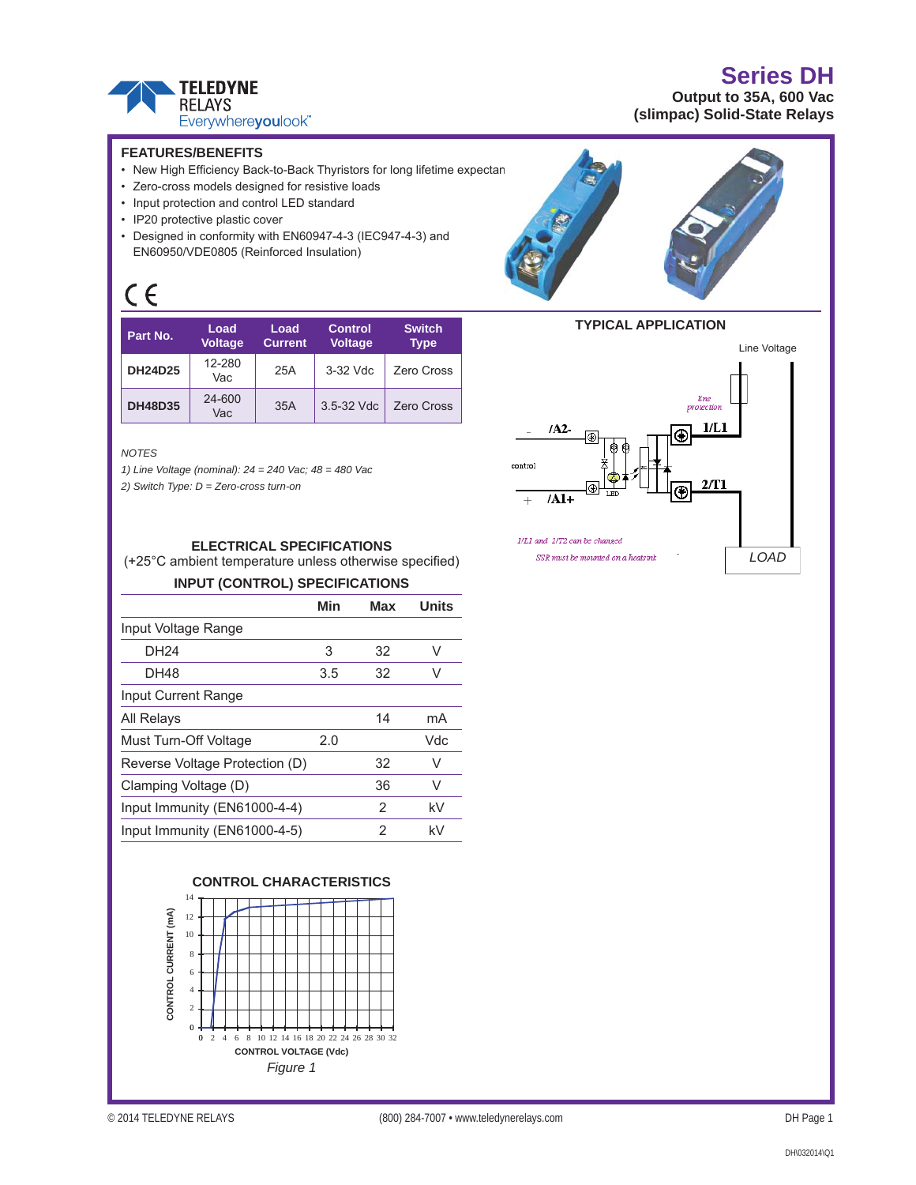TELEDYNE RELAYS
Everywhereyoulook™

# Series DH

**Output to 35A, 600 Vac**
**(slimpac) Solid-State Relays**

## FEATURES/BENEFITS

- New High Efficiency Back-to-Back Thyristors for long lifetime expectan
- Zero-cross models designed for resistive loads
- Input protection and control LED standard
- IP20 protective plastic cover
- Designed in conformity with EN60947-4-3 (IEC947-4-3) and EN60950/VDE0805 (Reinforced Insulation)

CE

| Part No. | Load Voltage | Load Current | Control Voltage | Switch Type |
|---|---|---|---|---|
| DH24D25 | 12-280 Vac | 25A | 3-32 Vdc | Zero Cross |
| DH48D35 | 24-600 Vac | 35A | 3.5-32 Vdc | Zero Cross |

*NOTES*

*1) Line Voltage (nominal): 24 = 240 Vac; 48 = 480 Vac*

*2) Switch Type: D = Zero-cross turn-on*

## TYPICAL APPLICATION

Line Voltage
line protection
/A2-
1/L1
control
LED
2/T1
/A1+
1/L1 and 2/T2 can be changed
SSR must be mounted on a heatsink
LOAD

## ELECTRICAL SPECIFICATIONS

(+25°C ambient temperature unless otherwise specified)

### INPUT (CONTROL) SPECIFICATIONS

| | Min | Max | Units |
|---|---|---|---|
| Input Voltage Range | | | |
| DH24 | 3 | 32 | V |
| DH48 | 3.5 | 32 | V |
| Input Current Range | | | |
| All Relays | | 14 | mA |
| Must Turn-Off Voltage | 2.0 | | Vdc |
| Reverse Voltage Protection (D) | | 32 | V |
| Clamping Voltage (D) | | 36 | V |
| Input Immunity (EN61000-4-4) | | 2 | kV |
| Input Immunity (EN61000-4-5) | | 2 | kV |

### CONTROL CHARACTERISTICS

CONTROL CURRENT (mA)
0 2 4 6 8 10 12 14
CONTROL VOLTAGE (Vdc)
0 2 4 6 8 10 12 14 16 18 20 22 24 26 28 30 32

*Figure 1*

© 2014 TELEDYNE RELAYS (800) 284-7007 • www.teledynerelays.com

DH032014\Q1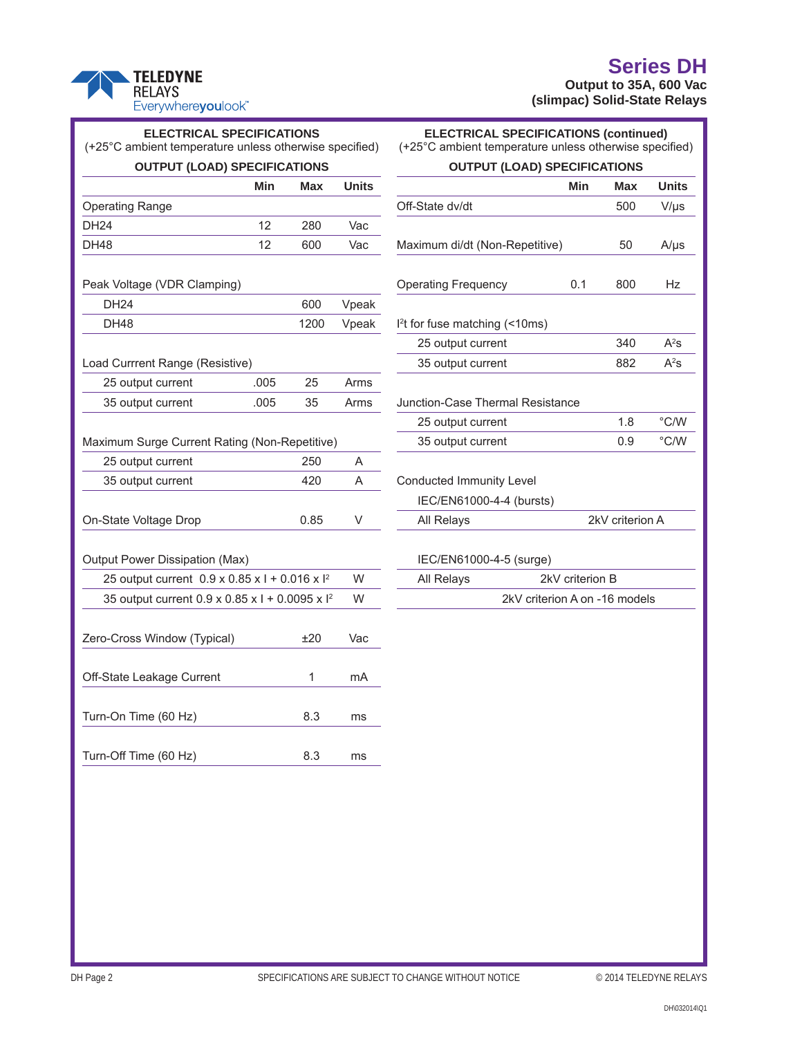# Series DH

**Output to 35A, 600 Vac**
**(slimpac) Solid-State Relays**

## ELECTRICAL SPECIFICATIONS

(+25°C ambient temperature unless otherwise specified)

### OUTPUT (LOAD) SPECIFICATIONS

| | Min | Max | Units |
|---|---|---|---|
| Operating Range | | | |
| DH24 | 12 | 280 | Vac |
| DH48 | 12 | 600 | Vac |
| Peak Voltage (VDR Clamping) | | | |
| DH24 | | 600 | Vpeak |
| DH48 | | 1200 | Vpeak |
| Load Currrent Range (Resistive) | | | |
| 25 output current | .005 | 25 | Arms |
| 35 output current | .005 | 35 | Arms |
| Maximum Surge Current Rating (Non-Repetitive) | | | |
| 25 output current | | 250 | A |
| 35 output current | | 420 | A |
| On-State Voltage Drop | | 0.85 | V |
| Output Power Dissipation (Max) | | | |
| 25 output current 0.9 x 0.85 x I + 0.016 x $I^2$ | | | W |
| 35 output current 0.9 x 0.85 x I + 0.0095 x $I^2$ | | | W |
| Zero-Cross Window (Typical) | | ±20 | Vac |
| Off-State Leakage Current | | 1 | mA |
| Turn-On Time (60 Hz) | | 8.3 | ms |
| Turn-Off Time (60 Hz) | | 8.3 | ms |

## ELECTRICAL SPECIFICATIONS (continued)

(+25°C ambient temperature unless otherwise specified)

### OUTPUT (LOAD) SPECIFICATIONS

| | Min | Max | Units |
|---|---|---|---|
| Off-State dv/dt | | 500 | V/µs |
| Maximum di/dt (Non-Repetitive) | | 50 | A/µs |
| Operating Frequency | 0.1 | 800 | Hz |
| $I^2t$ for fuse matching (<10ms) | | | |
| 25 output current | | 340 | $A^2s$ |
| 35 output current | | 882 | $A^2s$ |
| Junction-Case Thermal Resistance | | | |
| 25 output current | | 1.8 | °C/W |
| 35 output current | | 0.9 | °C/W |
| Conducted Immunity Level | | | |
| IEC/EN61000-4-4 (bursts) | | | |
| All Relays | 2kV criterion A | | |
| IEC/EN61000-4-5 (surge) | | | |
| All Relays | 2kV criterion B | | |
| | 2kV criterion A on -16 models | | |

SPECIFICATIONS ARE SUBJECT TO CHANGE WITHOUT NOTICE

© 2014 TELEDYNE RELAYS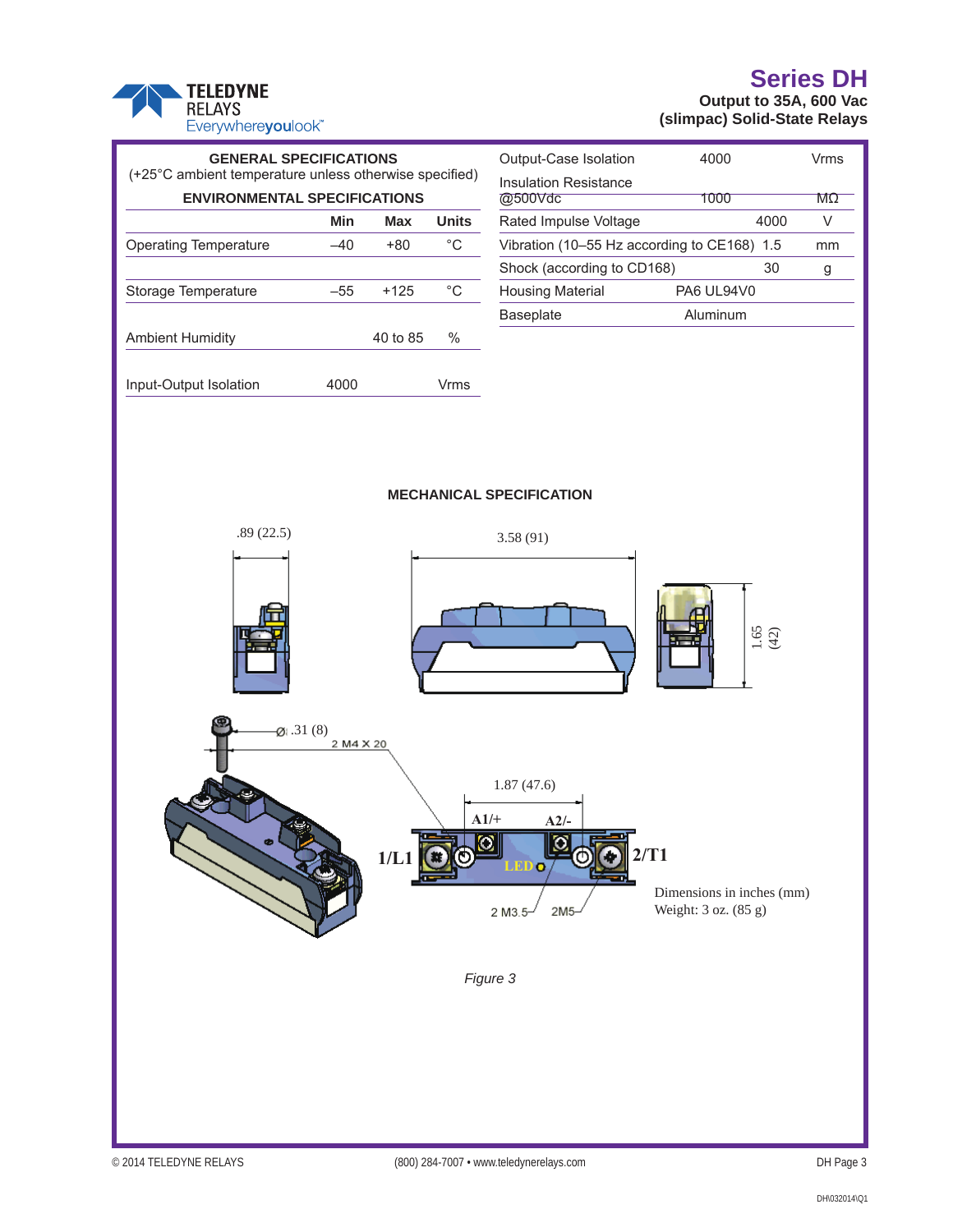## GENERAL SPECIFICATIONS

(+25°C ambient temperature unless otherwise specified)

### ENVIRONMENTAL SPECIFICATIONS

| | Min | Max | Units |
|---|---|---|---|
| Operating Temperature | –40 | +80 | °C |
| Storage Temperature | –55 | +125 | °C |
| Ambient Humidity | | 40 to 85 | % |
| Input-Output Isolation | 4000 | | Vrms |

| | | |
|---|---|---|
| Output-Case Isolation | 4000 | Vrms |
| Insulation Resistance @500Vdc | 1000 | MΩ |
| Rated Impulse Voltage | 4000 | V |
| Vibration (10–55 Hz according to CE168) | 1.5 | mm |
| Shock (according to CD168) | 30 | g |
| Housing Material | PA6 UL94V0 | |
| Baseplate | Aluminum | |

## MECHANICAL SPECIFICATION

.89 (22.5)

3.58 (91)

1.65 (42)

Ø .31 (8)

2 M4 X 20

1.87 (47.6)

A1/+

A2/-

1/L1

LED

2/T1

2 M3.5

2M5

Dimensions in inches (mm)
Weight: 3 oz. (85 g)

*Figure 3*

© 2014 TELEDYNE RELAYS

(800) 284-7007 • www.teledynerelays.com

DH\032014\Q1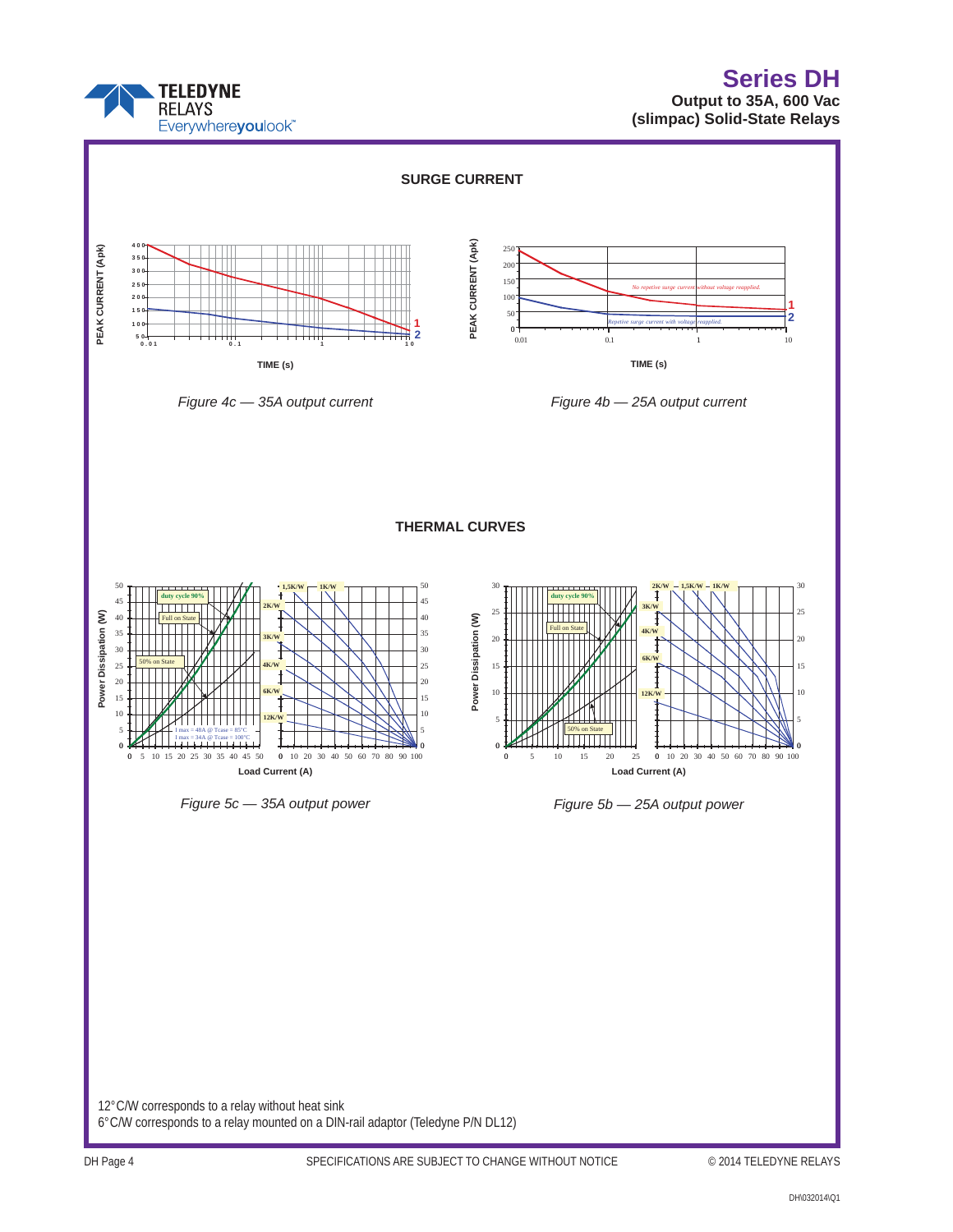## SURGE CURRENT

PEAK CURRENT (Apk)

400
350
300
250
200
150
100
50
0.01
0.1
1
10

TIME (s)

1
2

*Figure 4c — 35A output current*

PEAK CURRENT (Apk)

250
200
150
100
50
0
0.01
0.1
1
10

TIME (s)

No repetive surge current without voltage reapplied.
Repetive surge current with voltage reapplied.

1
2

*Figure 4b — 25A output current*

## THERMAL CURVES

Power Dissipation (W)

50
45
40
35
30
25
20
15
10
5
0

0 5 10 15 20 25 30 35 40 45 50
0 10 20 30 40 50 60 70 80 90 100

Load Current (A)

duty cycle 90%
Full on State
50% on State
1,5K/W
1K/W
2K/W
3K/W
4K/W
6K/W
12K/W
I max = 48A @ Tcase = 85°C
I max = 34A @ Tcase = 100°C

*Figure 5c — 35A output power*

Power Dissipation (W)

30
25
20
15
10
5
0

0 5 10 15 20 25
0 10 20 30 40 50 60 70 80 90 100

Load Current (A)

duty cycle 90%
Full on State
50% on State
2K/W
1,5K/W
1K/W
3K/W
4K/W
6K/W
12K/W

*Figure 5b — 25A output power*

12°C/W corresponds to a relay without heat sink
6°C/W corresponds to a relay mounted on a DIN-rail adaptor (Teledyne P/N DL12)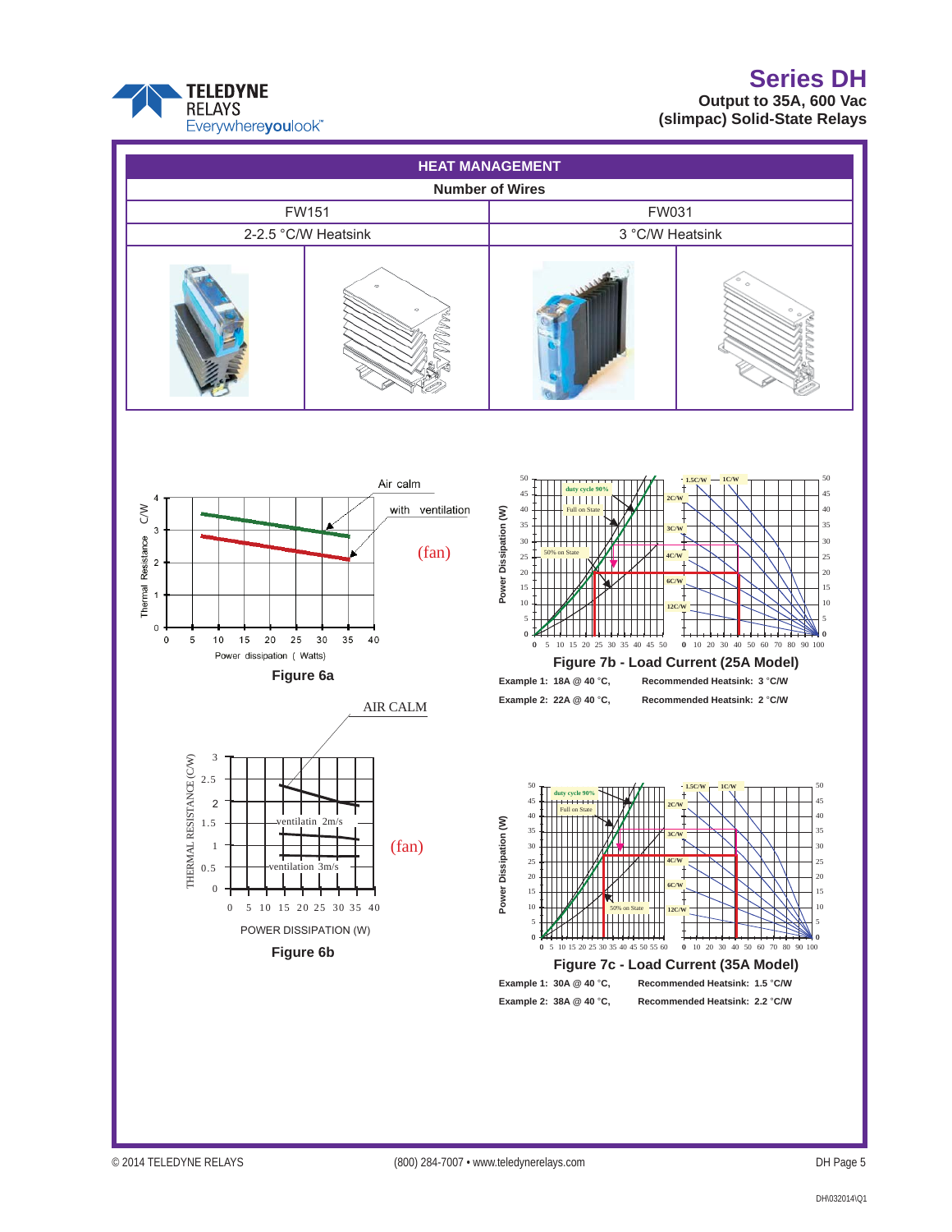## HEAT MANAGEMENT

| Number of Wires | | | |
|---|---|---|---|
| FW151 | | FW031 | |
| 2-2.5 °C/W Heatsink | | 3 °C/W Heatsink | |

Air calm

with ventilation

(fan)

Thermal Resistance C/W

Power dissipation ( Watts)

0 5 10 15 20 25 30 35 40

**Figure 6a**

AIR CALM

ventilatin 2m/s

ventilation 3m/s

(fan)

THERMAL RESISTANCE (C/W)

POWER DISSIPATION (W)

0 5 10 15 20 25 30 35 40

**Figure 6b**

duty cycle 90%

Full on State

50% on State

1.5C/W 1C/W 2C/W 3C/W 4C/W 6C/W 12C/W

Power Dissipation (W)

**Figure 7b - Load Current (25A Model)**

**Example 1: 18A @ 40 °C, Recommended Heatsink: 3 °C/W**

**Example 2: 22A @ 40 °C, Recommended Heatsink: 2 °C/W**

duty cycle 90%

Full on State

50% on State

1.5C/W 1C/W 2C/W 3C/W 4C/W 6C/W 12C/W

Power Dissipation (W)

**Figure 7c - Load Current (35A Model)**

**Example 1: 30A @ 40 °C, Recommended Heatsink: 1.5 °C/W**

**Example 2: 38A @ 40 °C, Recommended Heatsink: 2.2 °C/W**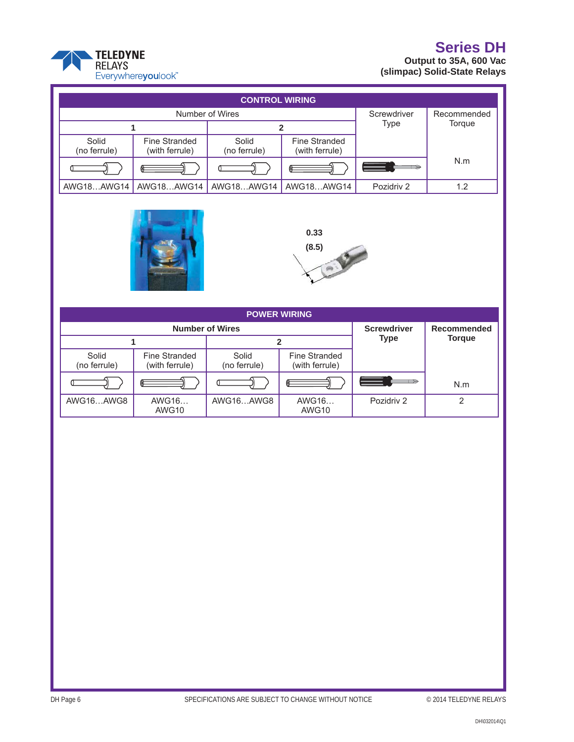| CONTROL WIRING | | | | | |
|---|---|---|---|---|---|
| Number of Wires | | | | Screwdriver Type | Recommended Torque |
| 1 | | 2 | | | |
| Solid (no ferrule) | Fine Stranded (with ferrule) | Solid (no ferrule) | Fine Stranded (with ferrule) | | N.m |
| AWG18…AWG14 | AWG18…AWG14 | AWG18…AWG14 | AWG18…AWG14 | Pozidriv 2 | 1.2 |

0.33
(8.5)

| POWER WIRING | | | | | |
|---|---|---|---|---|---|
| **Number of Wires** | | | | **Screwdriver Type** | **Recommended Torque** |
| 1 | | 2 | | | |
| Solid (no ferrule) | Fine Stranded (with ferrule) | Solid (no ferrule) | Fine Stranded (with ferrule) | | N.m |
| AWG16…AWG8 | AWG16… AWG10 | AWG16…AWG8 | AWG16… AWG10 | Pozidriv 2 | 2 |